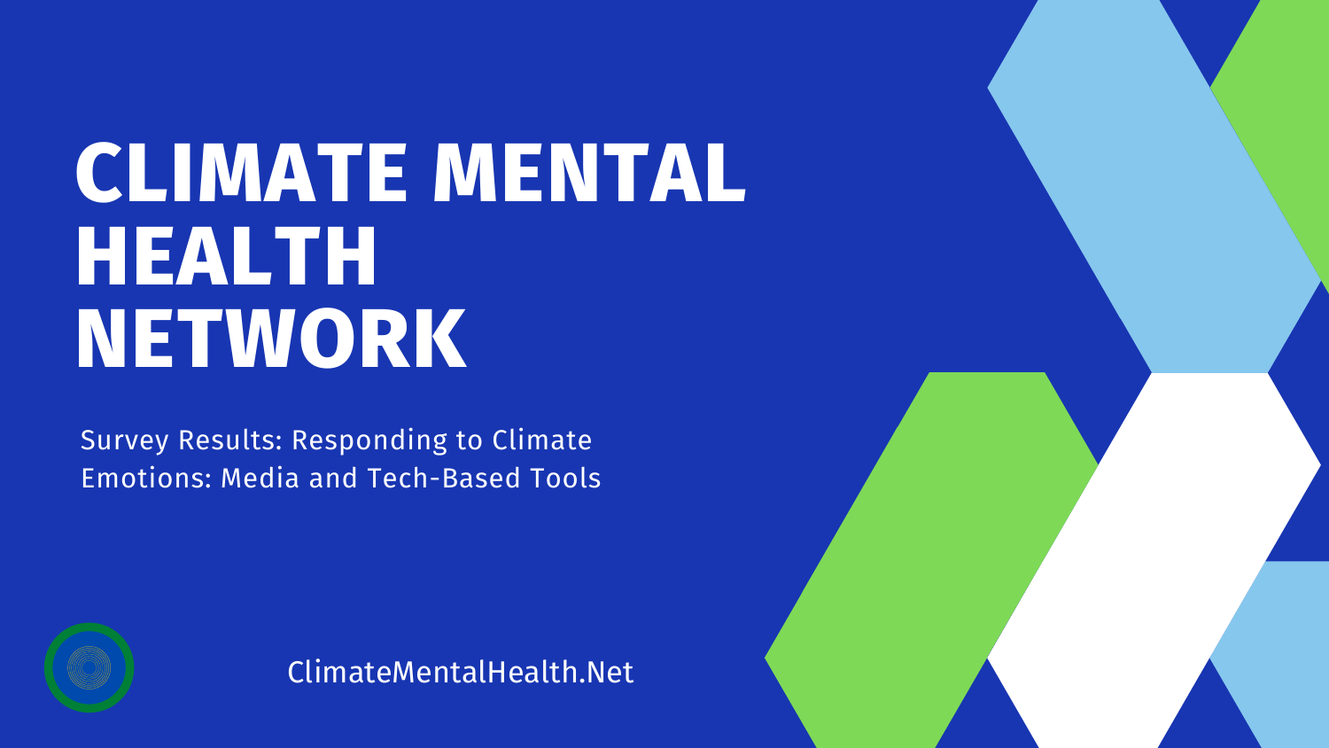# CLIMATE MENTAL HEALTH NETWORK

Survey Results: Responding to Climate Emotions: Media and Tech-Based Tools

ClimateMentalHealth.Net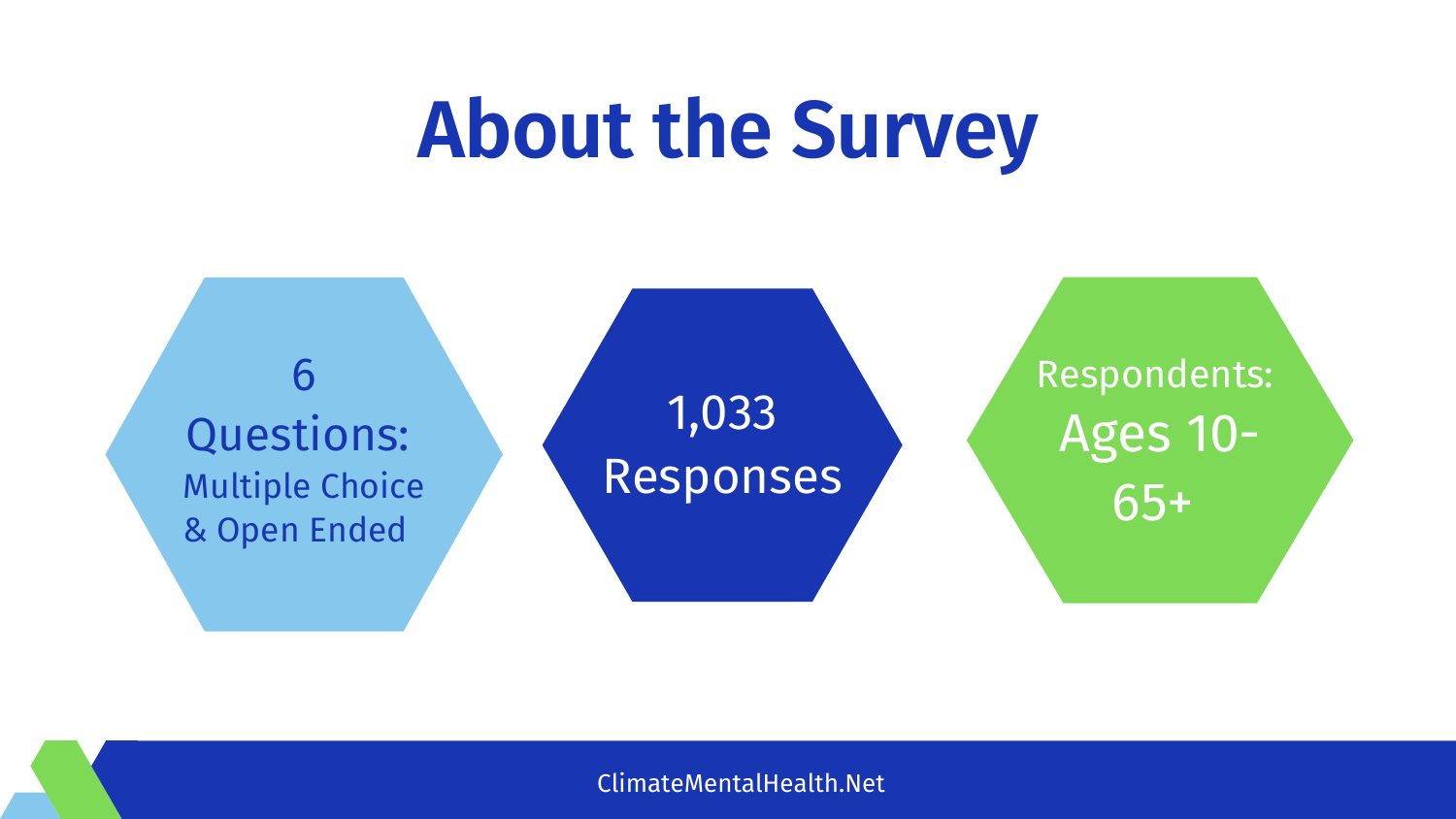# About the Survey

6 Questions: Multiple Choice & Open Ended

1,033 Responses

Respondents: Ages 10-65+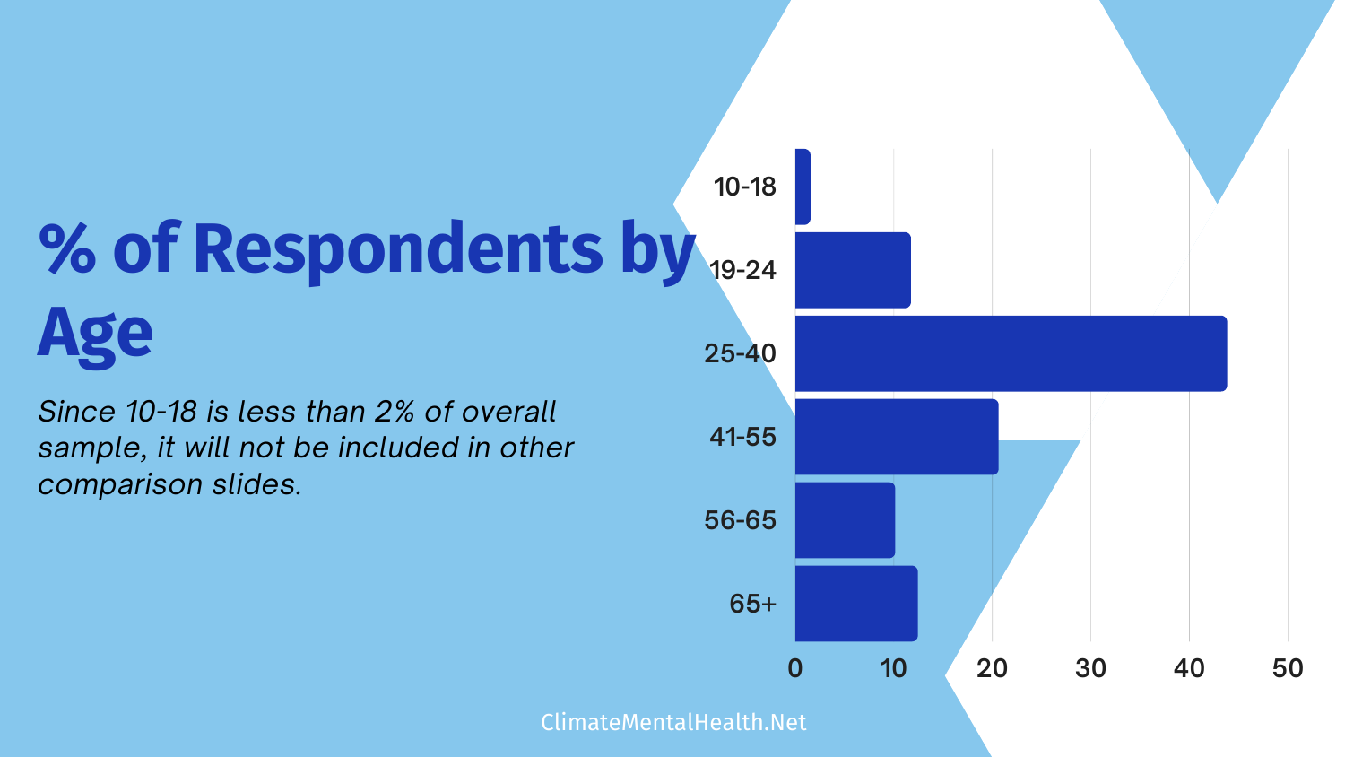# % of Respondents by Age

*Since 10-18 is less than 2% of overall sample, it will not be included in other comparison slides.*

| Age | % of Respondents |
| --- | --- |
| 10-18 | ~1.5 |
| 19-24 | ~12 |
| 25-40 | ~44 |
| 41-55 | ~21 |
| 56-65 | ~10 |
| 65+ | ~12.5 |

ClimateMentalHealth.Net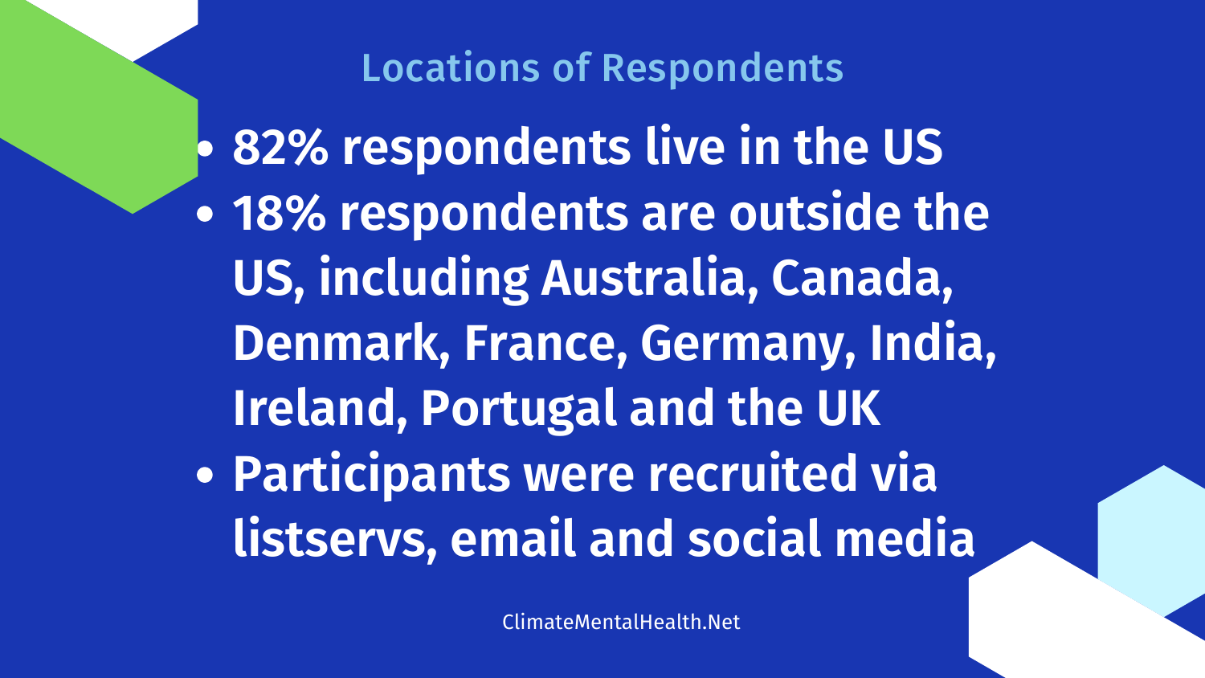# Locations of Respondents

- 82% respondents live in the US
- 18% respondents are outside the US, including Australia, Canada, Denmark, France, Germany, India, Ireland, Portugal and the UK
- Participants were recruited via listservs, email and social media

ClimateMentalHealth.Net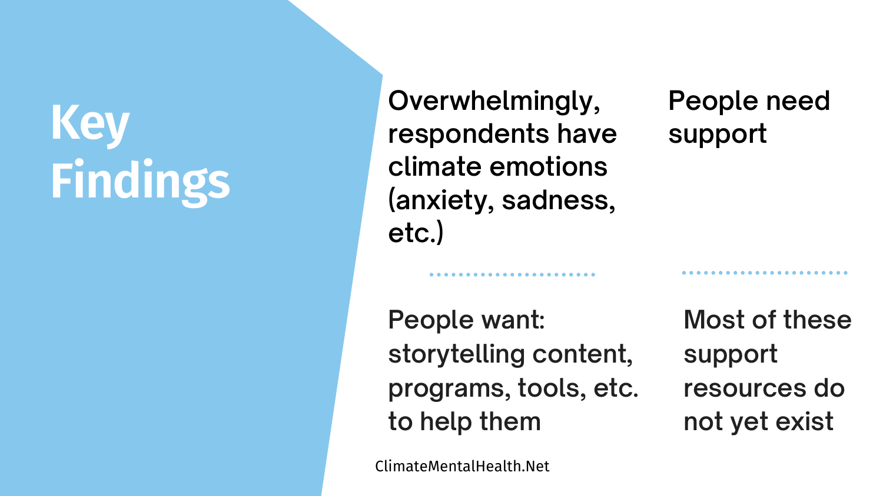# Key Findings

Overwhelmingly, respondents have climate emotions (anxiety, sadness, etc.)

People need support

People want: storytelling content, programs, tools, etc. to help them

Most of these support resources do not yet exist

ClimateMentalHealth.Net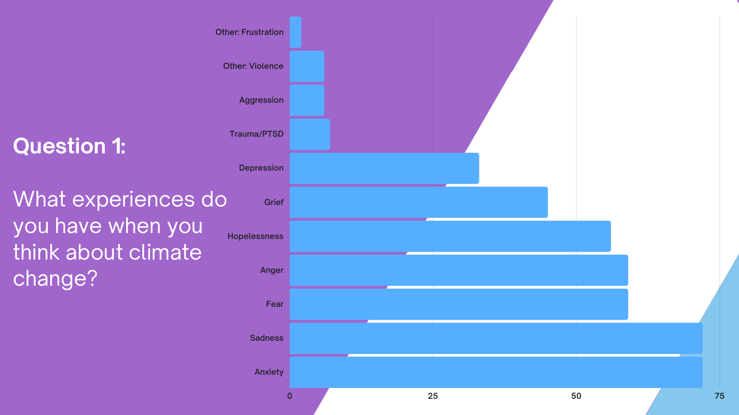## Question 1:

What experiences do you have when you think about climate change?

| Experience | Responses (approx.) |
|---|---|
| Other: Frustration | 1 |
| Other: Violence | 6 |
| Aggression | 6 |
| Trauma/PTSD | 7 |
| Depression | 33 |
| Grief | 45 |
| Hopelessness | 56 |
| Anger | 59 |
| Fear | 59 |
| Sadness | 72 |
| Anxiety | 72 |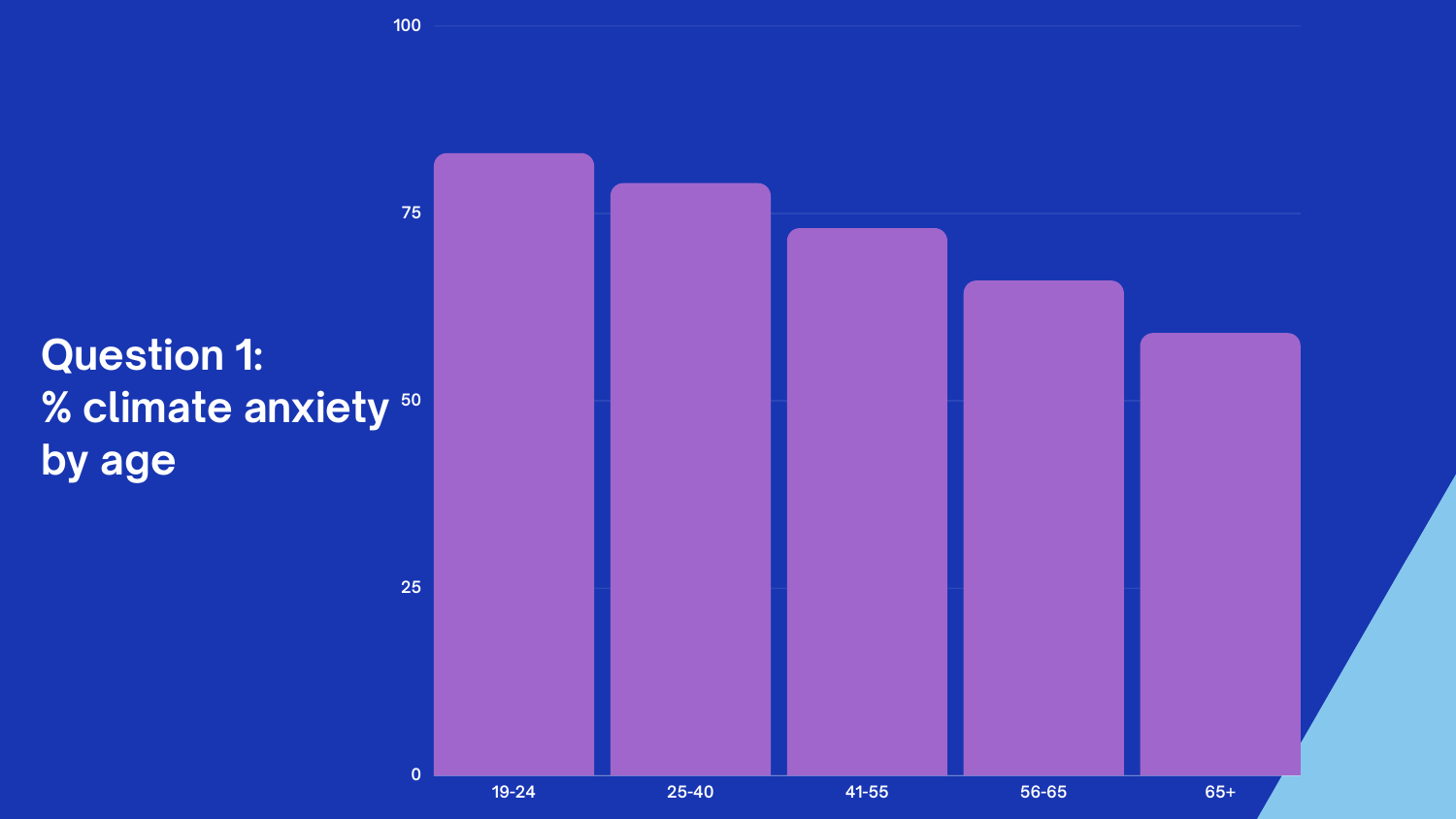# Question 1: % climate anxiety by age

100

75

50

25

0

19-24 25-40 41-55 56-65 65+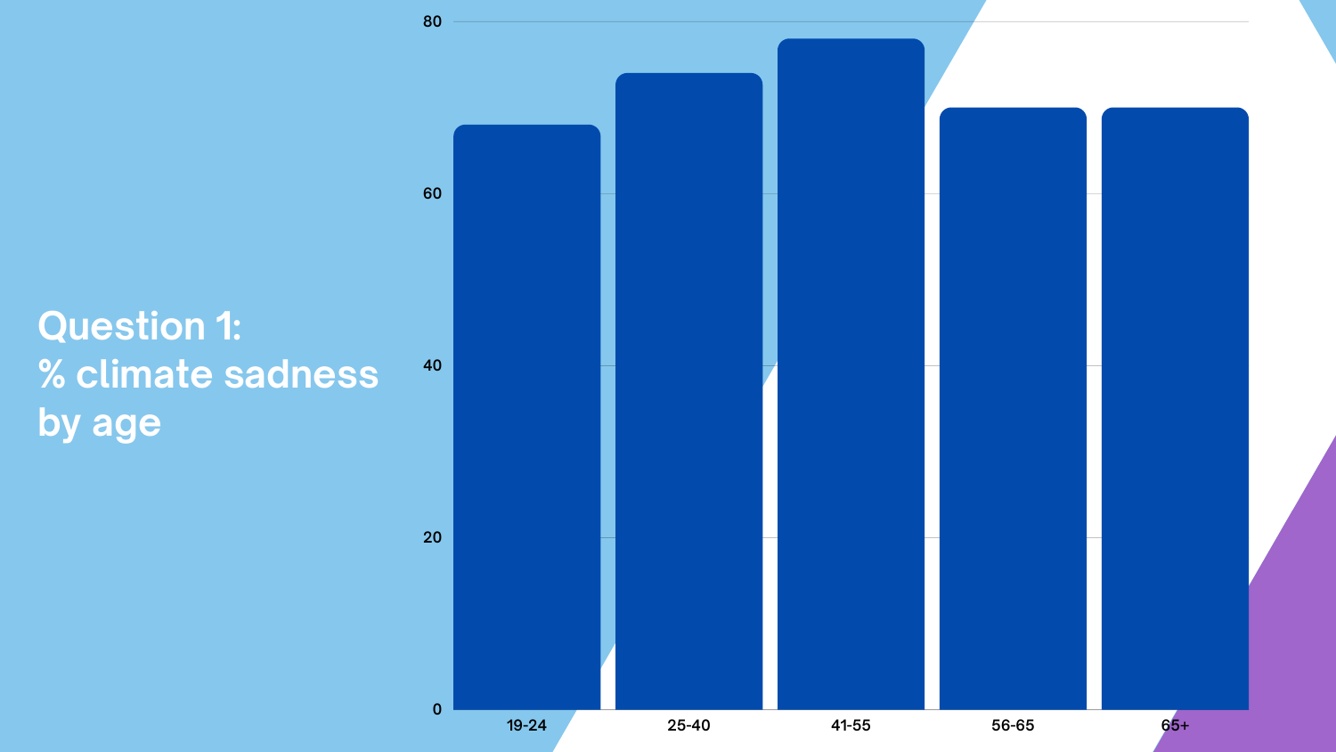## Question 1:
## % climate sadness by age

| Age | % climate sadness |
| --- | --- |
| 19-24 | 68 |
| 25-40 | 74 |
| 41-55 | 78 |
| 56-65 | 70 |
| 65+ | 70 |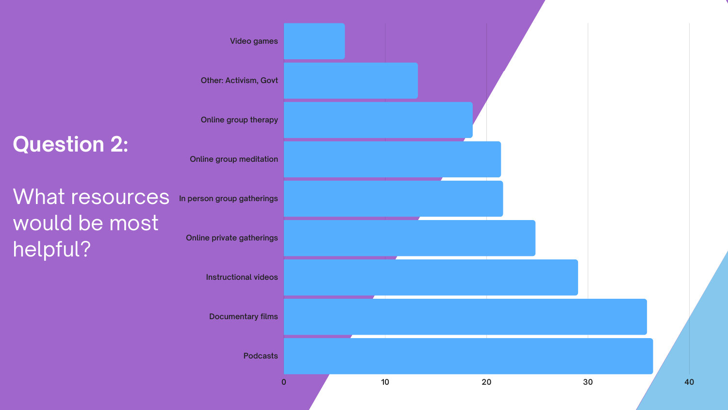## Question 2:

What resources would be most helpful?

| Resource | Responses |
| --- | --- |
| Video games | ~6 |
| Other: Activism, Govt | ~13 |
| Online group therapy | ~19 |
| Online group meditation | ~21 |
| In person group gatherings | ~22 |
| Online private gatherings | ~25 |
| Instructional videos | ~29 |
| Documentary films | ~36 |
| Podcasts | ~36 |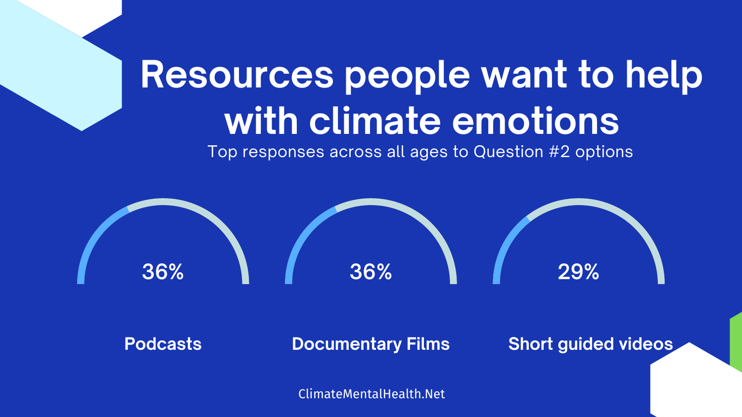# Resources people want to help with climate emotions

Top responses across all ages to Question #2 options

| Podcasts | Documentary Films | Short guided videos |
|---|---|---|
| 36% | 36% | 29% |

ClimateMentalHealth.Net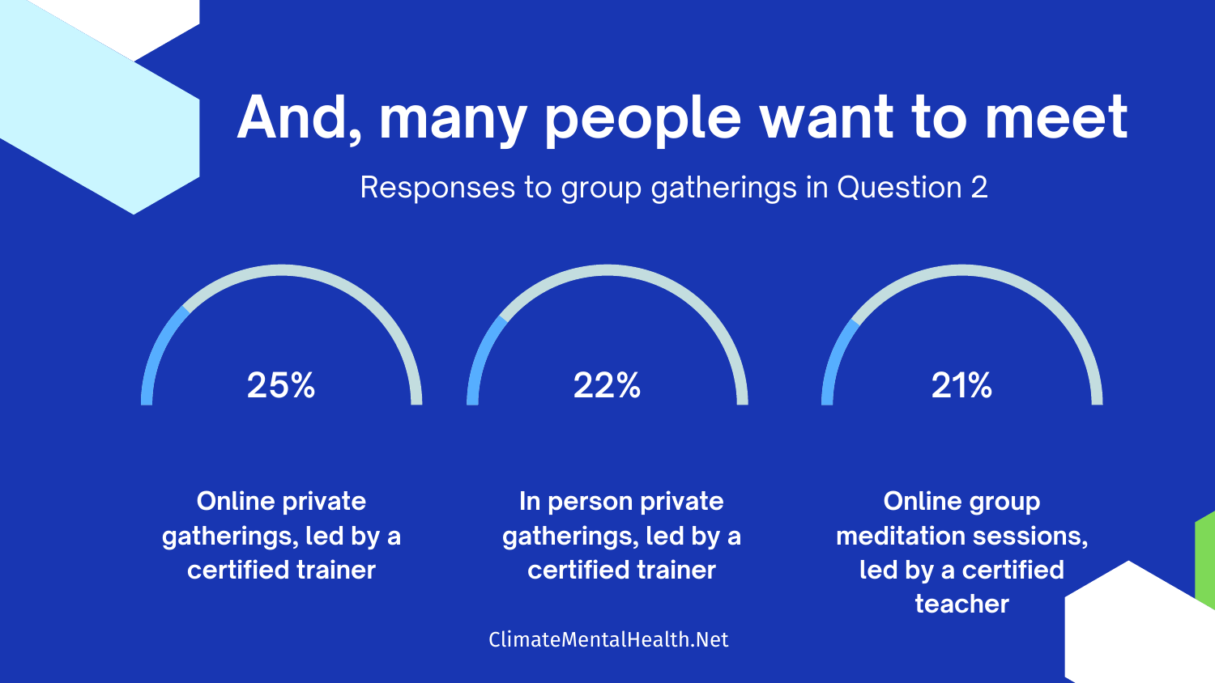# And, many people want to meet

Responses to group gatherings in Question 2

**25%**

**Online private gatherings, led by a certified trainer**

**22%**

**In person private gatherings, led by a certified trainer**

**21%**

**Online group meditation sessions, led by a certified teacher**

ClimateMentalHealth.Net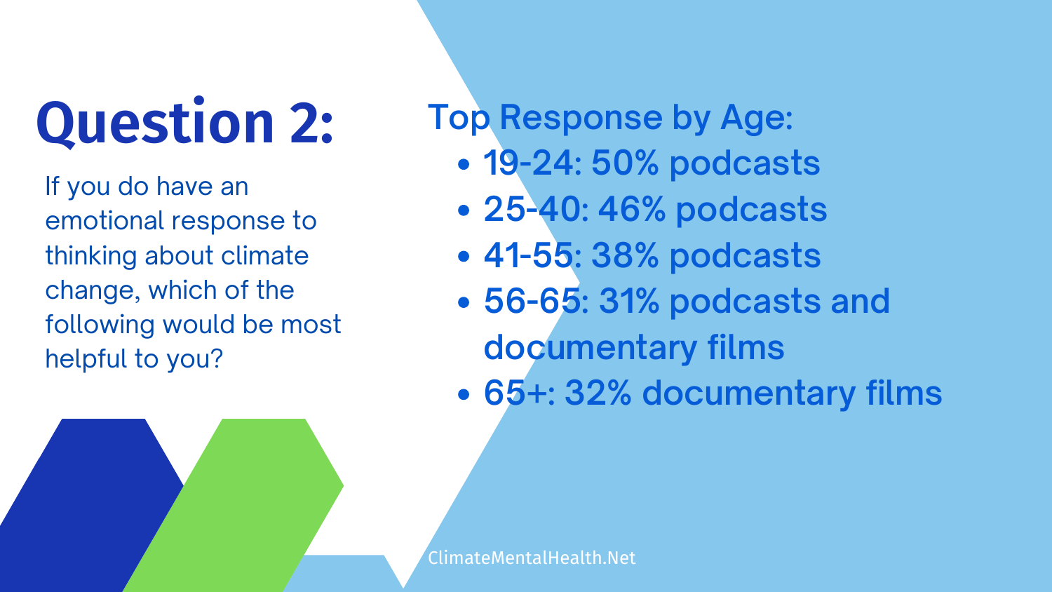# Question 2:

If you do have an emotional response to thinking about climate change, which of the following would be most helpful to you?

Top Response by Age:

- 19-24: 50% podcasts
- 25-40: 46% podcasts
- 41-55: 38% podcasts
- 56-65: 31% podcasts and documentary films
- 65+: 32% documentary films

ClimateMentalHealth.Net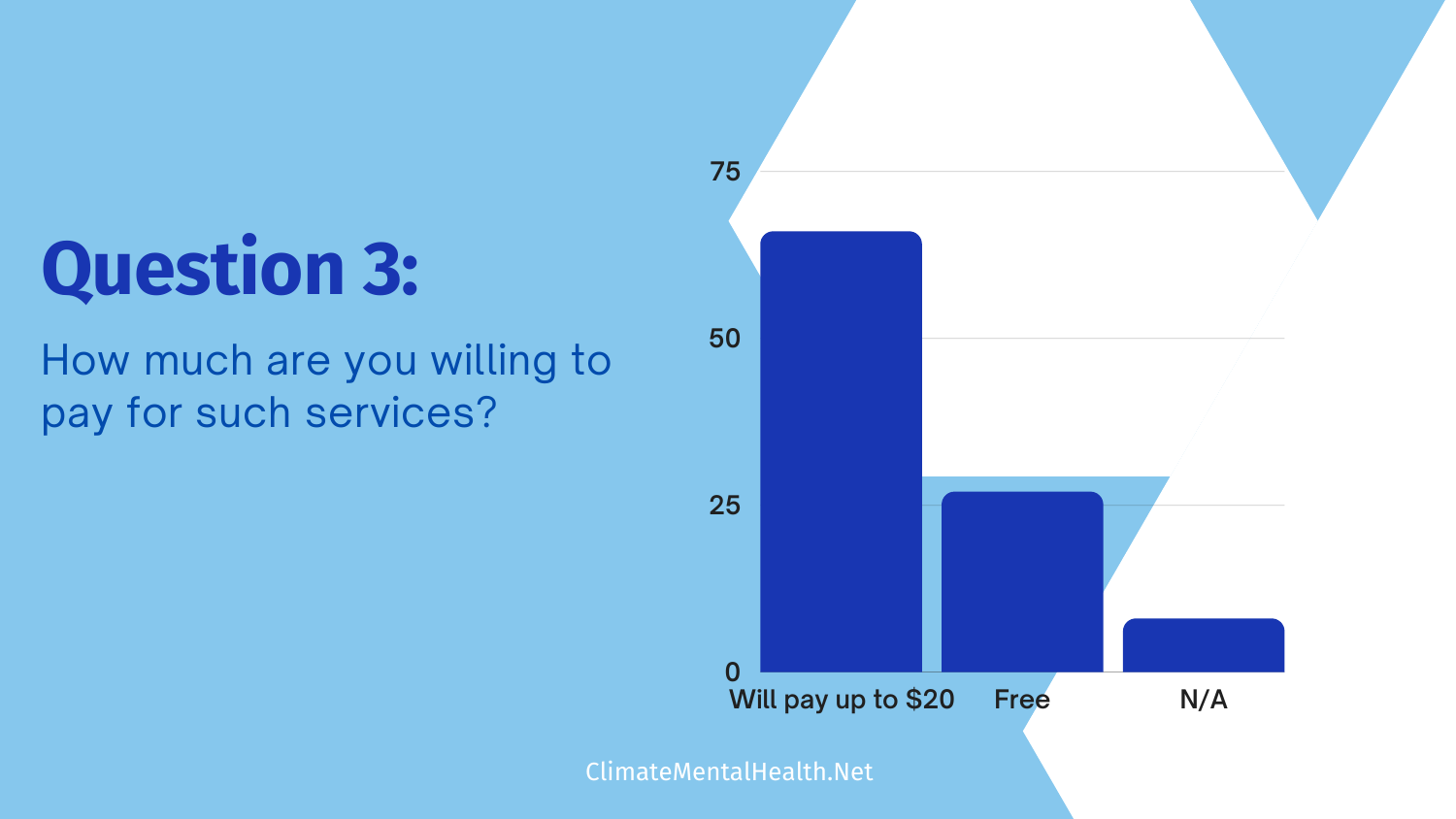# Question 3:

How much are you willing to pay for such services?

| Response | Value |
| --- | --- |
| Will pay up to $20 | ~66 |
| Free | ~27 |
| N/A | ~8 |

ClimateMentalHealth.Net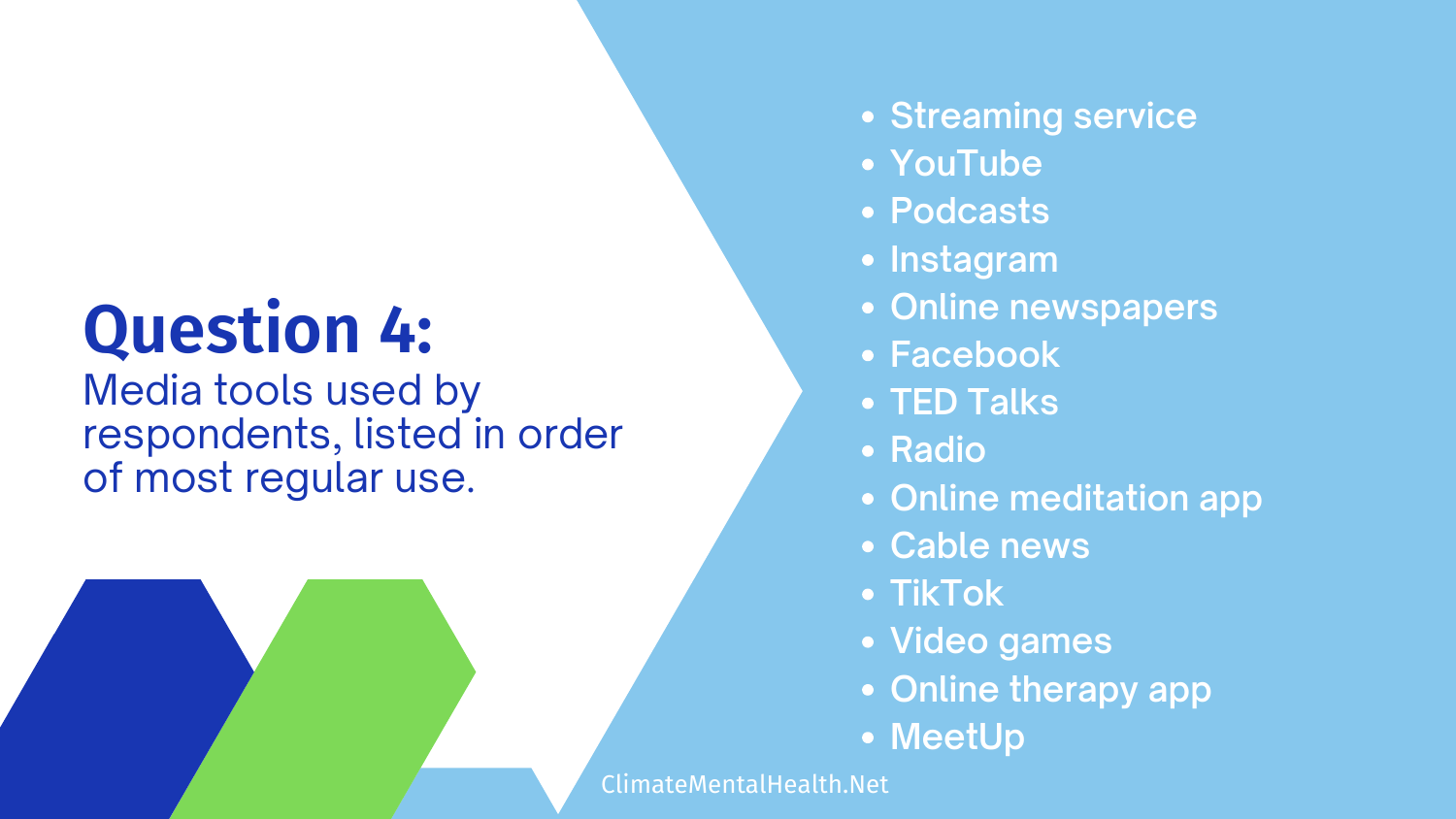# Question 4:

Media tools used by respondents, listed in order of most regular use.

- Streaming service
- YouTube
- Podcasts
- Instagram
- Online newspapers
- Facebook
- TED Talks
- Radio
- Online meditation app
- Cable news
- TikTok
- Video games
- Online therapy app
- MeetUp

ClimateMentalHealth.Net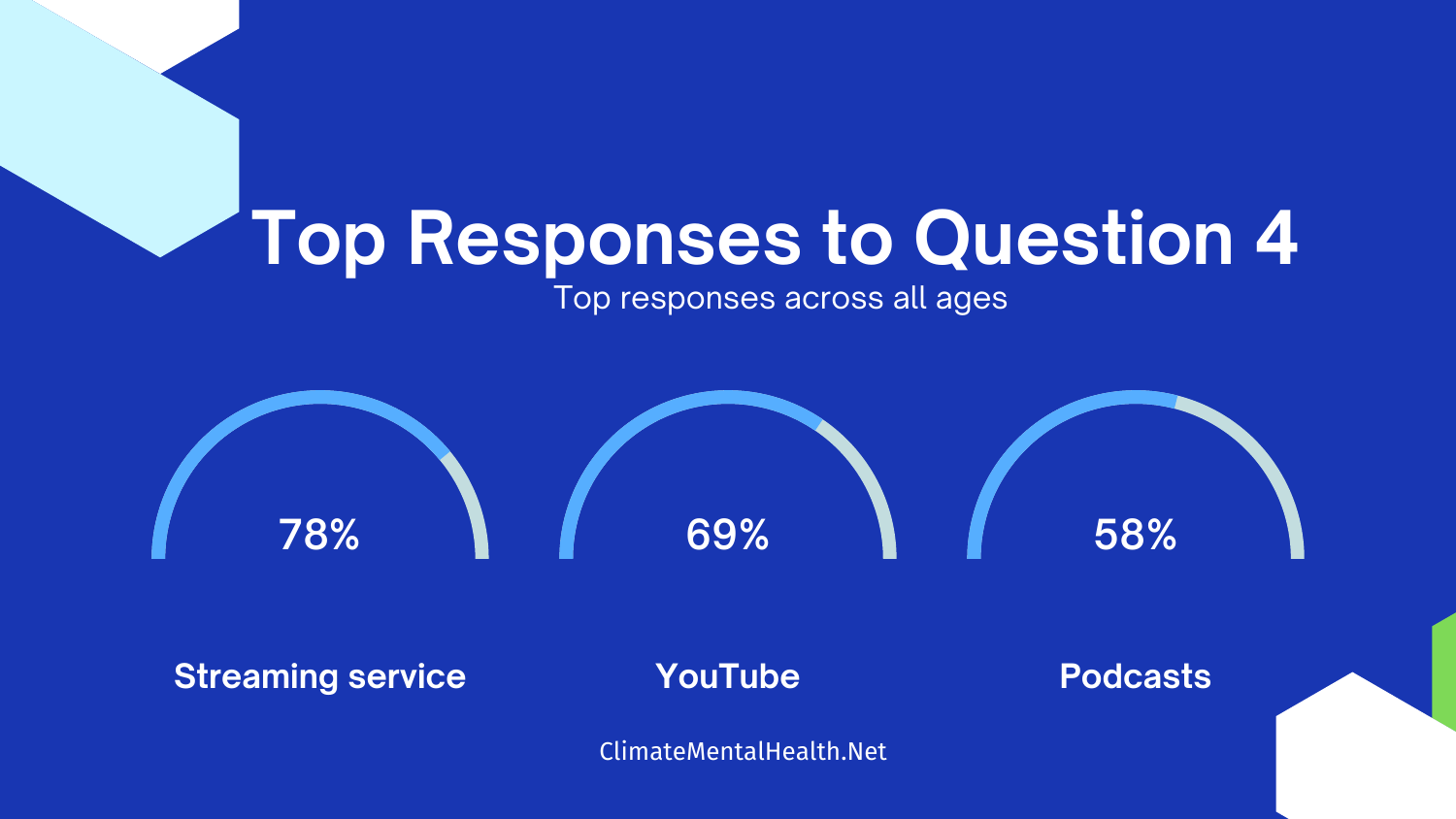# Top Responses to Question 4

Top responses across all ages

| 78% | 69% | 58% |
| --- | --- | --- |
| **Streaming service** | **YouTube** | **Podcasts** |

ClimateMentalHealth.Net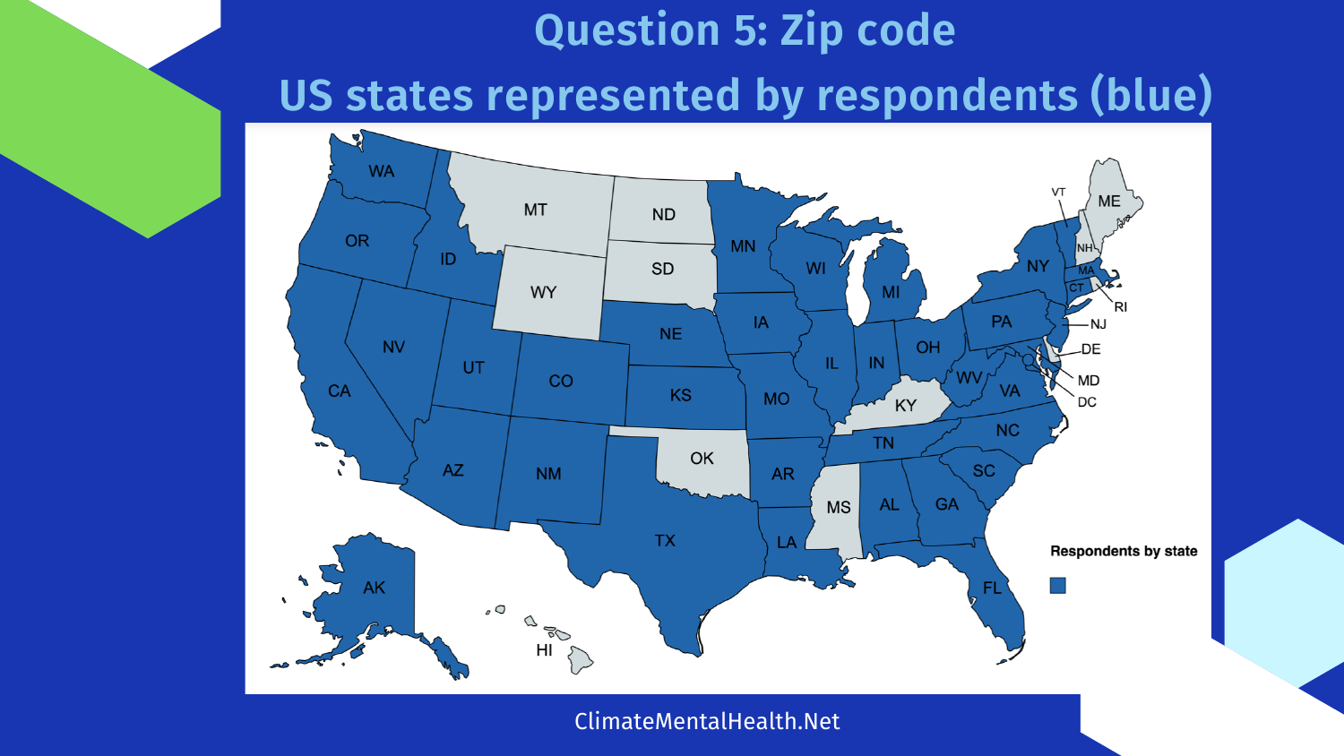# Question 5: Zip code

## US states represented by respondents (blue)

Respondents by state

ClimateMentalHealth.Net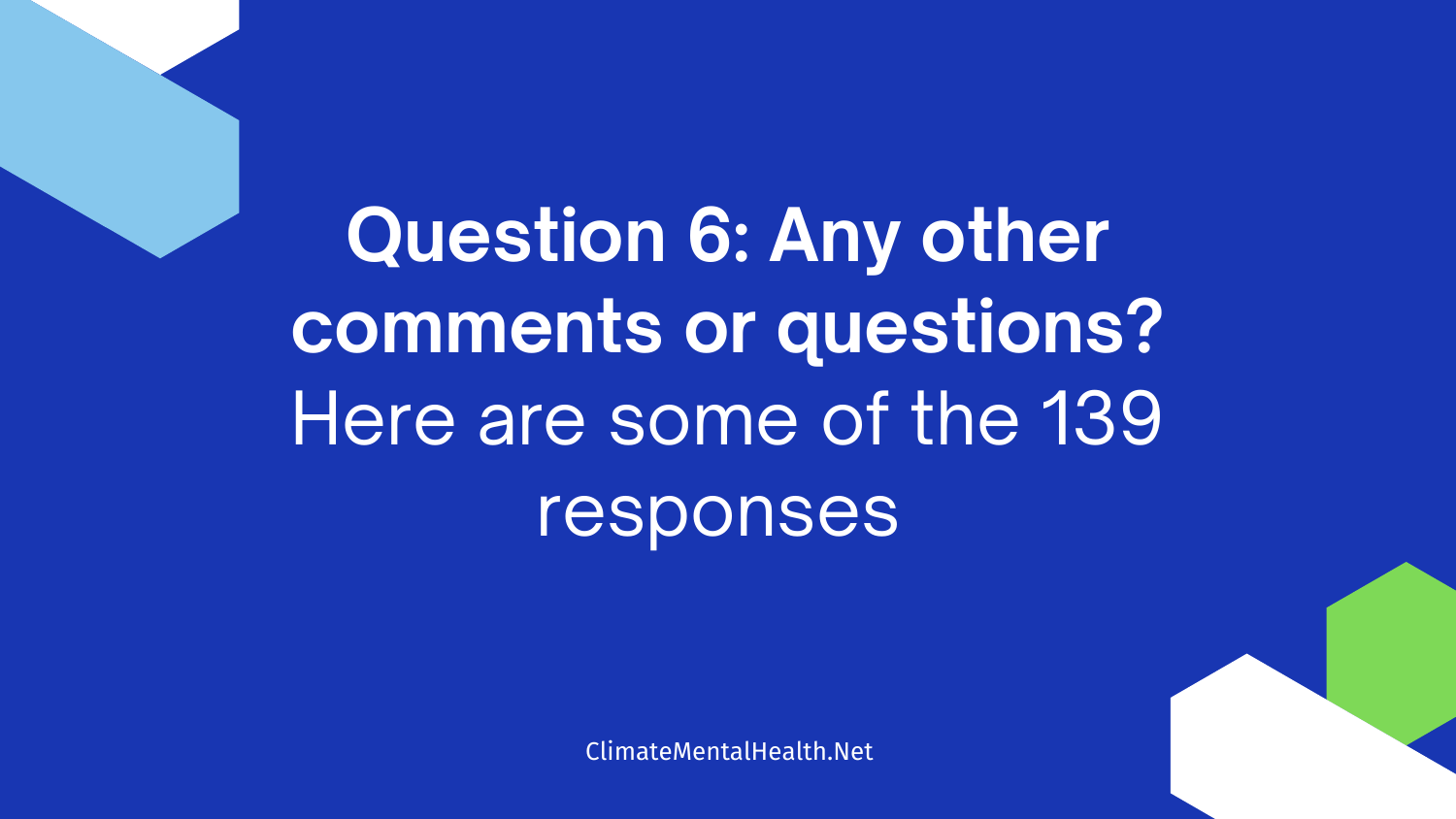# Question 6: Any other comments or questions?

Here are some of the 139 responses

ClimateMentalHealth.Net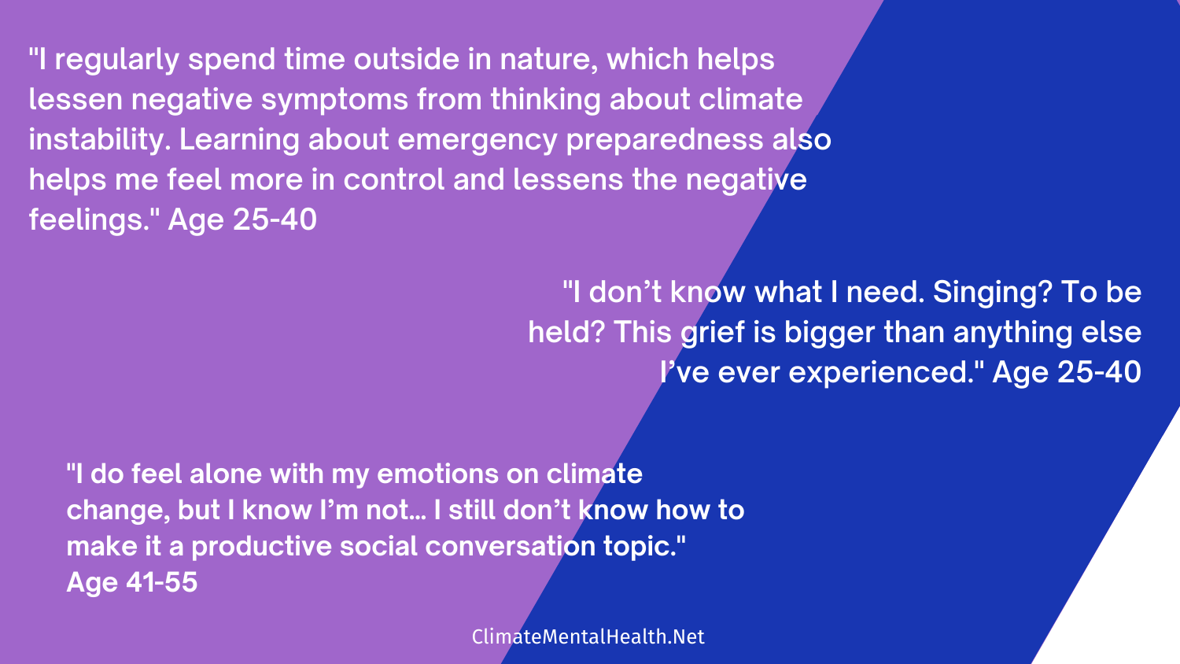"I regularly spend time outside in nature, which helps lessen negative symptoms from thinking about climate instability. Learning about emergency preparedness also helps me feel more in control and lessens the negative feelings." Age 25-40

"I don't know what I need. Singing? To be held? This grief is bigger than anything else I've ever experienced." Age 25-40

"I do feel alone with my emotions on climate change, but I know I'm not... I still don't know how to make it a productive social conversation topic." Age 41-55

ClimateMentalHealth.Net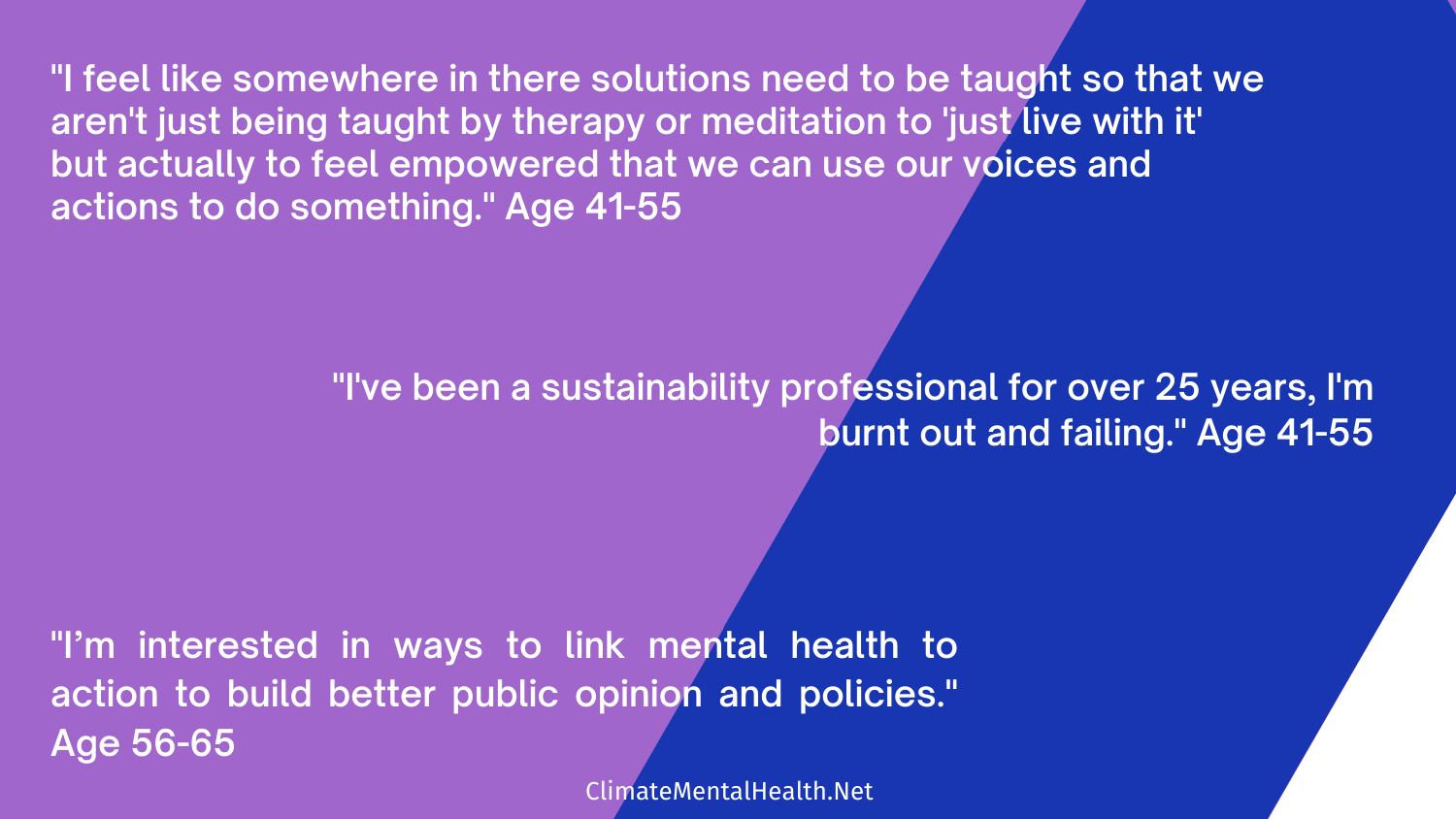"I feel like somewhere in there solutions need to be taught so that we aren't just being taught by therapy or meditation to 'just live with it' but actually to feel empowered that we can use our voices and actions to do something." Age 41-55

"I've been a sustainability professional for over 25 years, I'm burnt out and failing." Age 41-55

"I'm interested in ways to link mental health to action to build better public opinion and policies." Age 56-65

ClimateMentalHealth.Net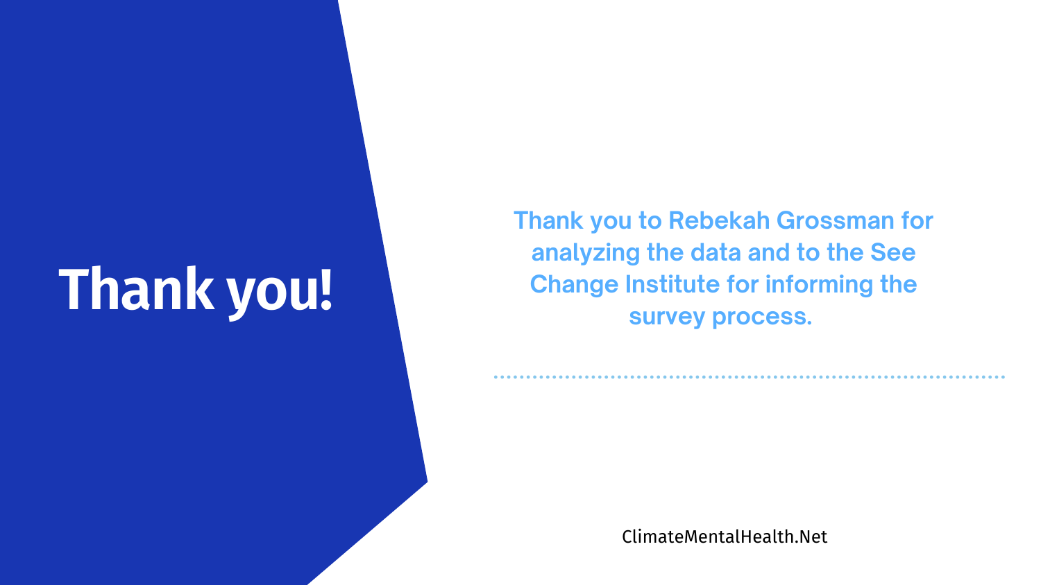# Thank you!

**Thank you to Rebekah Grossman for analyzing the data and to the See Change Institute for informing the survey process.**

ClimateMentalHealth.Net